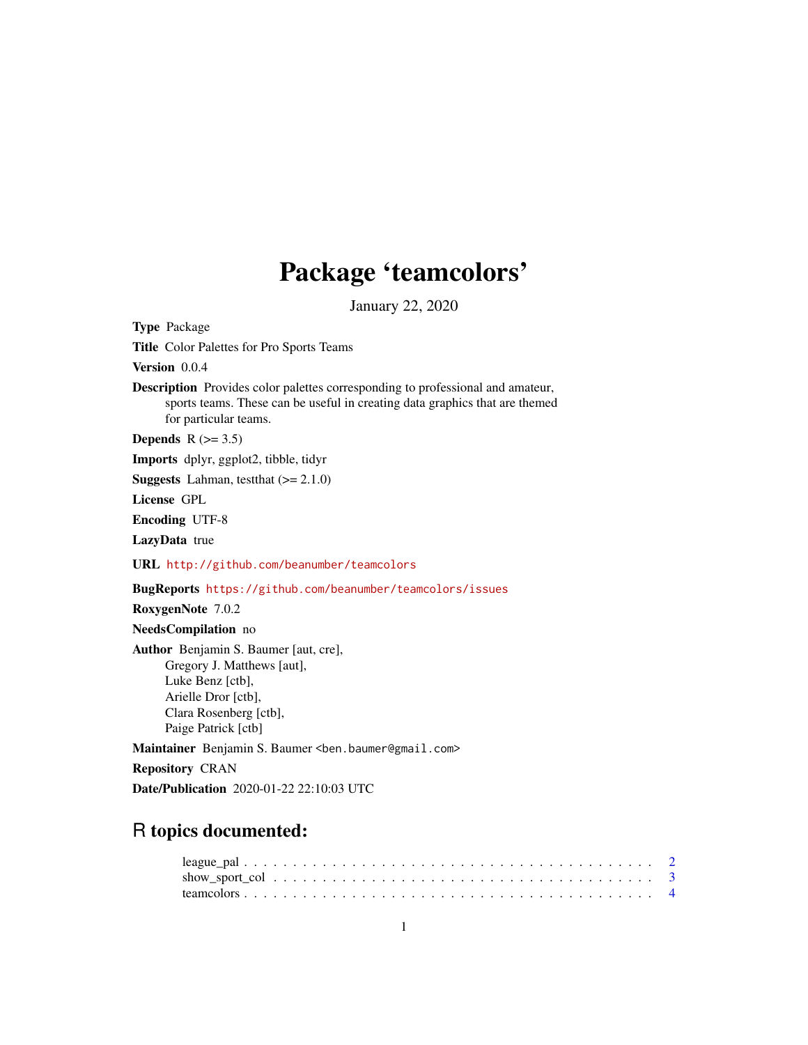# Package 'teamcolors'

January 22, 2020

**Type** Package

**Title** Color Palettes for Pro Sports Teams

**Version** 0.0.4

**Description** Provides color palettes corresponding to professional and amateur, sports teams. These can be useful in creating data graphics that are themed for particular teams.

**Depends** R (>= 3.5)

**Imports** dplyr, ggplot2, tibble, tidyr

**Suggests** Lahman, testthat (>= 2.1.0)

**License** GPL

**Encoding** UTF-8

**LazyData** true

**URL** http://github.com/beanumber/teamcolors

**BugReports** https://github.com/beanumber/teamcolors/issues

**RoxygenNote** 7.0.2

**NeedsCompilation** no

**Author** Benjamin S. Baumer [aut, cre], Gregory J. Matthews [aut], Luke Benz [ctb], Arielle Dror [ctb], Clara Rosenberg [ctb], Paige Patrick [ctb]

**Maintainer** Benjamin S. Baumer <ben.baumer@gmail.com>

**Repository** CRAN

**Date/Publication** 2020-01-22 22:10:03 UTC

## R topics documented:

- league_pal . . . . . . . . . . . . . . . . . . . . . . . . . . . . . . . . . . . . . . . 2
- show_sport_col . . . . . . . . . . . . . . . . . . . . . . . . . . . . . . . . . . . . . 3
- teamcolors . . . . . . . . . . . . . . . . . . . . . . . . . . . . . . . . . . . . . . . . 4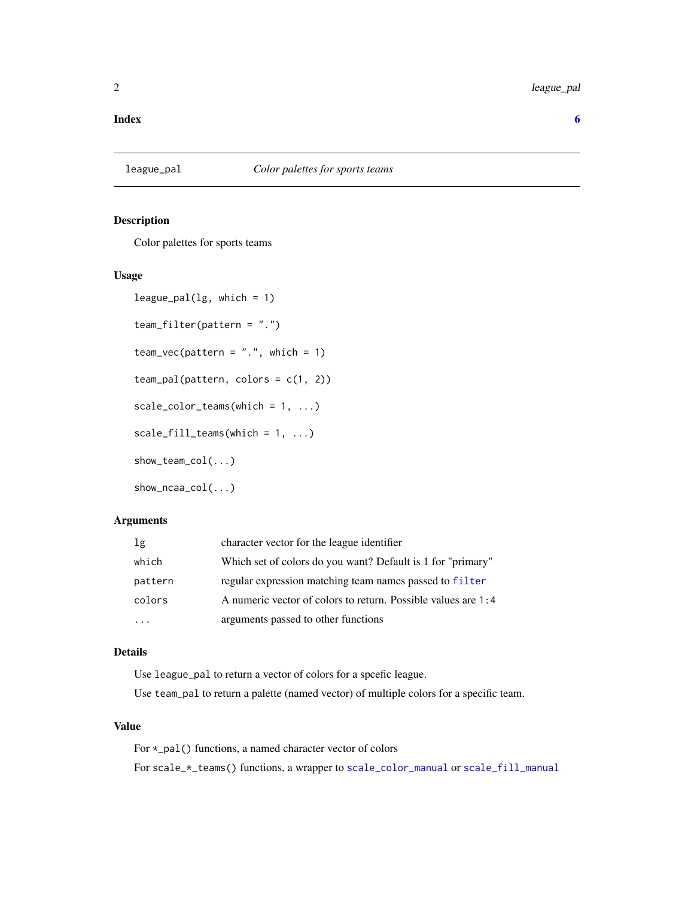**Index** **6**

---

`league_pal` *Color palettes for sports teams*

---

## Description

Color palettes for sports teams

## Usage

```
league_pal(lg, which = 1)

team_filter(pattern = ".")

team_vec(pattern = ".", which = 1)

team_pal(pattern, colors = c(1, 2))

scale_color_teams(which = 1, ...)

scale_fill_teams(which = 1, ...)

show_team_col(...)

show_ncaa_col(...)
```

## Arguments

| | |
|---|---|
| `lg` | character vector for the league identifier |
| `which` | Which set of colors do you want? Default is 1 for "primary" |
| `pattern` | regular expression matching team names passed to `filter` |
| `colors` | A numeric vector of colors to return. Possible values are `1:4` |
| `...` | arguments passed to other functions |

## Details

Use `league_pal` to return a vector of colors for a spcefic league.

Use `team_pal` to return a palette (named vector) of multiple colors for a specific team.

## Value

For `*_pal()` functions, a named character vector of colors

For `scale_*_teams()` functions, a wrapper to `scale_color_manual` or `scale_fill_manual`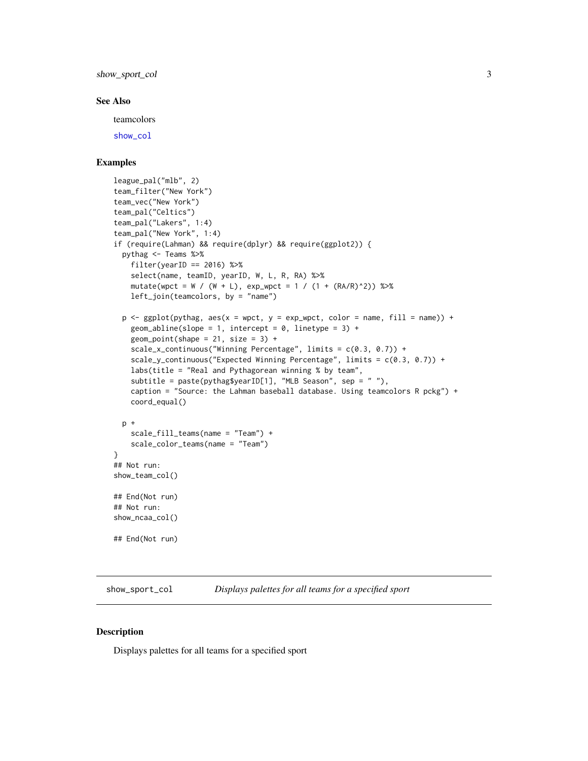### See Also

teamcolors

show_col

### Examples

```
league_pal("mlb", 2)
team_filter("New York")
team_vec("New York")
team_pal("Celtics")
team_pal("Lakers", 1:4)
team_pal("New York", 1:4)
if (require(Lahman) && require(dplyr) && require(ggplot2)) {
  pythag <- Teams %>%
    filter(yearID == 2016) %>%
    select(name, teamID, yearID, W, L, R, RA) %>%
    mutate(wpct = W / (W + L), exp_wpct = 1 / (1 + (RA/R)^2)) %>%
    left_join(teamcolors, by = "name")

  p <- ggplot(pythag, aes(x = wpct, y = exp_wpct, color = name, fill = name)) +
    geom_abline(slope = 1, intercept = 0, linetype = 3) +
    geom_point(shape = 21, size = 3) +
    scale_x_continuous("Winning Percentage", limits = c(0.3, 0.7)) +
    scale_y_continuous("Expected Winning Percentage", limits = c(0.3, 0.7)) +
    labs(title = "Real and Pythagorean winning % by team",
    subtitle = paste(pythag$yearID[1], "MLB Season", sep = " "),
    caption = "Source: the Lahman baseball database. Using teamcolors R pckg") +
    coord_equal()

  p +
    scale_fill_teams(name = "Team") +
    scale_color_teams(name = "Team")
}
## Not run:
show_team_col()

## End(Not run)
## Not run:
show_ncaa_col()

## End(Not run)
```

---

## show_sport_col *Displays palettes for all teams for a specified sport*

### Description

Displays palettes for all teams for a specified sport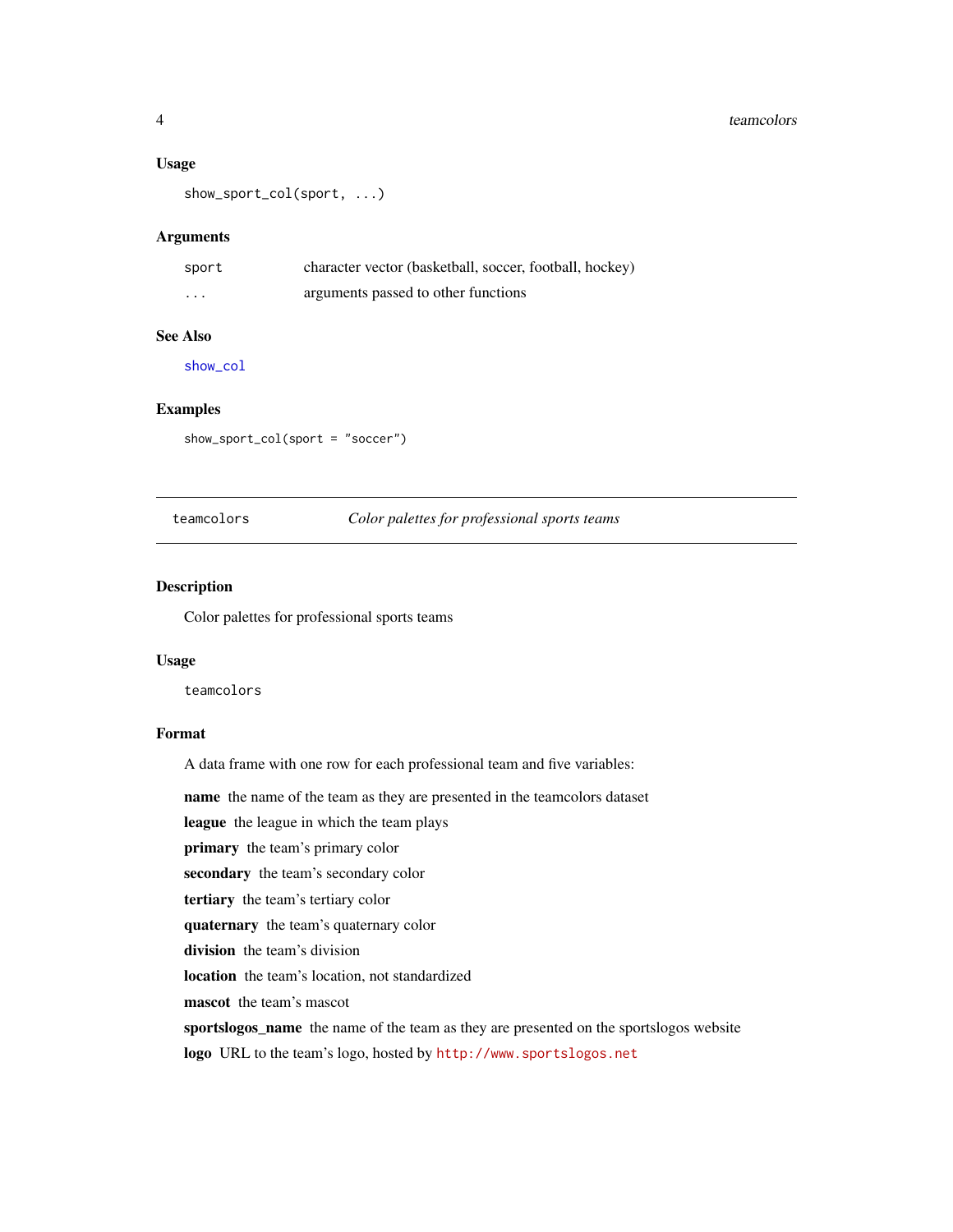### Usage

```
show_sport_col(sport, ...)
```

### Arguments

| | |
|---|---|
| sport | character vector (basketball, soccer, football, hockey) |
| ... | arguments passed to other functions |

### See Also

show_col

### Examples

```
show_sport_col(sport = "soccer")
```

---

## teamcolors — *Color palettes for professional sports teams*

---

### Description

Color palettes for professional sports teams

### Usage

```
teamcolors
```

### Format

A data frame with one row for each professional team and five variables:

**name** the name of the team as they are presented in the teamcolors dataset

**league** the league in which the team plays

**primary** the team's primary color

**secondary** the team's secondary color

**tertiary** the team's tertiary color

**quaternary** the team's quaternary color

**division** the team's division

**location** the team's location, not standardized

**mascot** the team's mascot

**sportslogos_name** the name of the team as they are presented on the sportslogos website

**logo** URL to the team's logo, hosted by http://www.sportslogos.net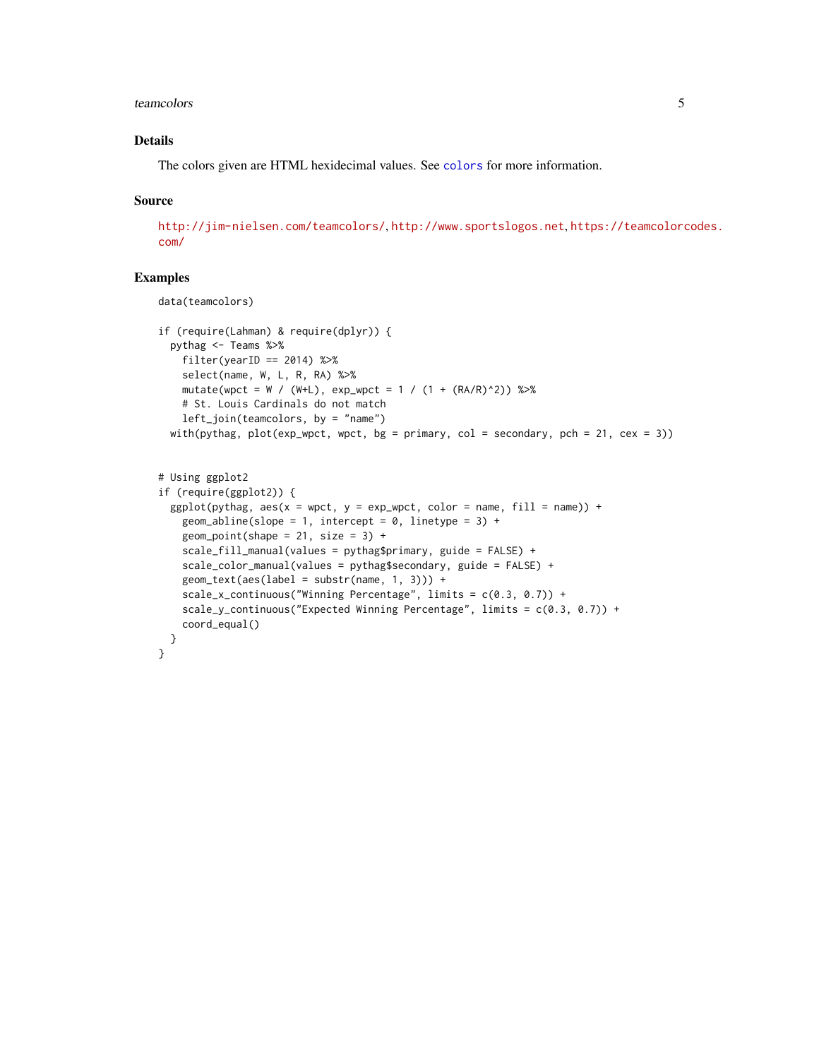## Details

The colors given are HTML hexidecimal values. See `colors` for more information.

## Source

http://jim-nielsen.com/teamcolors/, http://www.sportslogos.net, https://teamcolorcodes.com/

## Examples

```
data(teamcolors)

if (require(Lahman) & require(dplyr)) {
  pythag <- Teams %>%
    filter(yearID == 2014) %>%
    select(name, W, L, R, RA) %>%
    mutate(wpct = W / (W+L), exp_wpct = 1 / (1 + (RA/R)^2)) %>%
    # St. Louis Cardinals do not match
    left_join(teamcolors, by = "name")
  with(pythag, plot(exp_wpct, wpct, bg = primary, col = secondary, pch = 21, cex = 3))


# Using ggplot2
if (require(ggplot2)) {
  ggplot(pythag, aes(x = wpct, y = exp_wpct, color = name, fill = name)) +
    geom_abline(slope = 1, intercept = 0, linetype = 3) +
    geom_point(shape = 21, size = 3) +
    scale_fill_manual(values = pythag$primary, guide = FALSE) +
    scale_color_manual(values = pythag$secondary, guide = FALSE) +
    geom_text(aes(label = substr(name, 1, 3))) +
    scale_x_continuous("Winning Percentage", limits = c(0.3, 0.7)) +
    scale_y_continuous("Expected Winning Percentage", limits = c(0.3, 0.7)) +
    coord_equal()
  }
}
```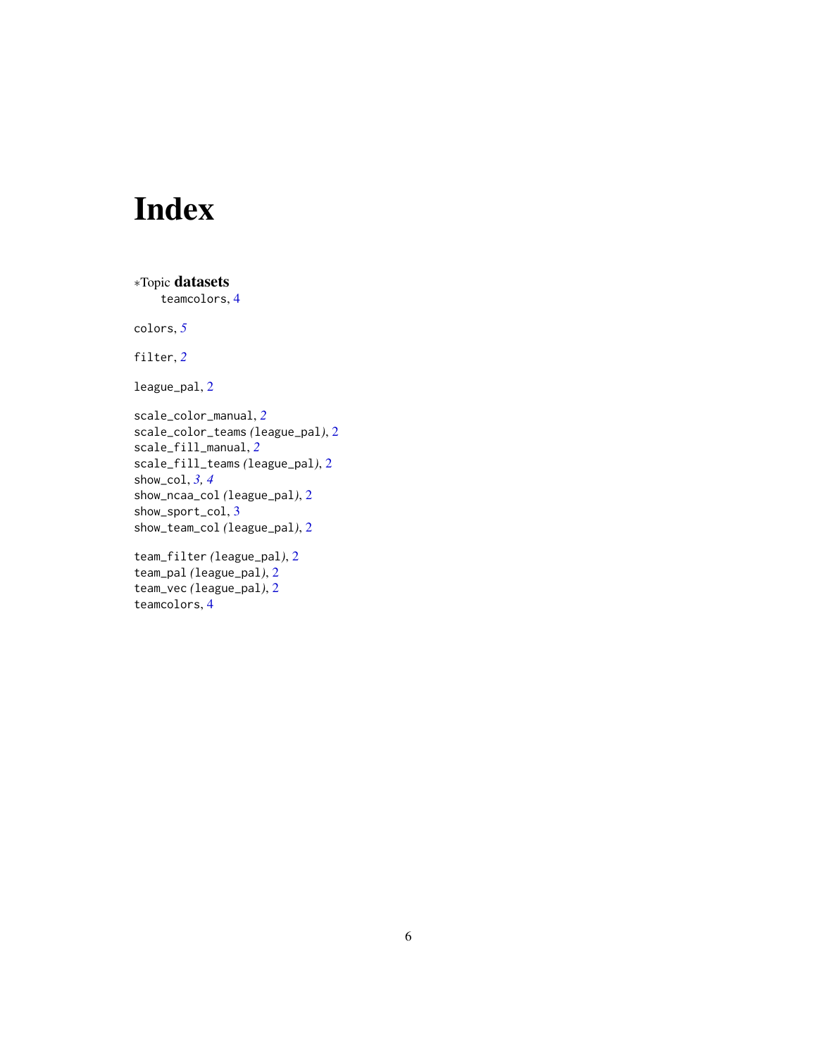# Index

*Topic **datasets**
    teamcolors, 4

colors, *5*

filter, *2*

league_pal, 2

scale_color_manual, *2*
scale_color_teams *(*league_pal*)*, 2
scale_fill_manual, *2*
scale_fill_teams *(*league_pal*)*, 2
show_col, *3, 4*
show_ncaa_col *(*league_pal*)*, 2
show_sport_col, 3
show_team_col *(*league_pal*)*, 2

team_filter *(*league_pal*)*, 2
team_pal *(*league_pal*)*, 2
team_vec *(*league_pal*)*, 2
teamcolors, 4